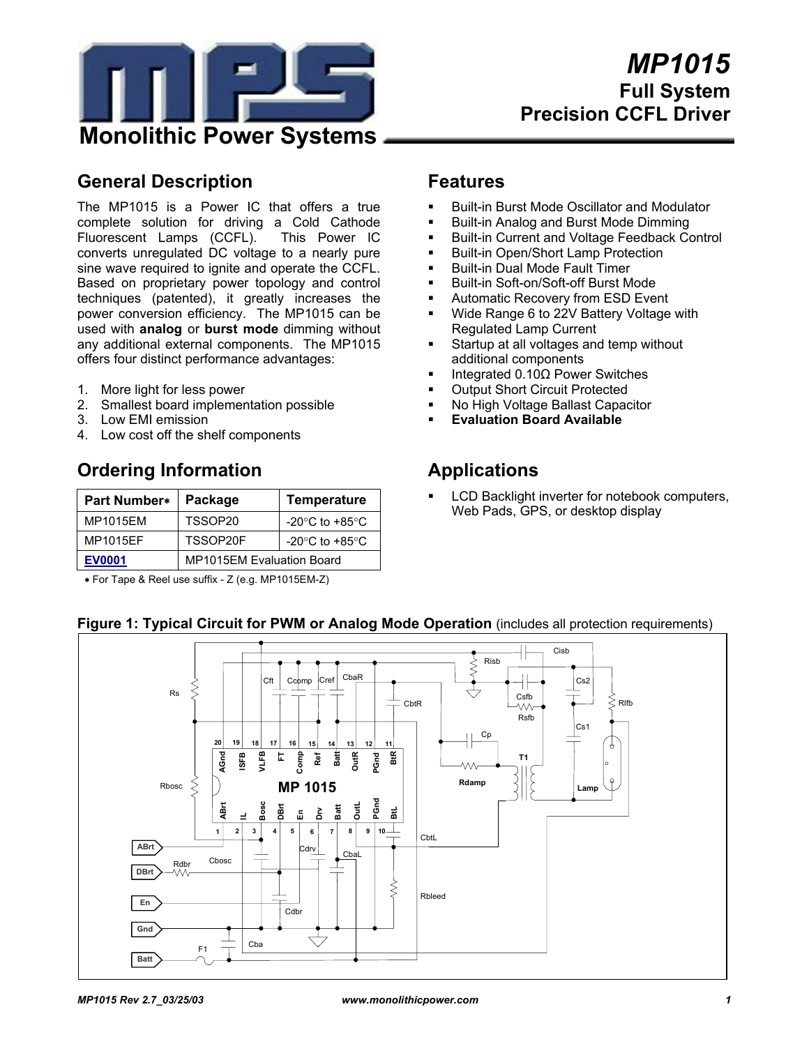# MP1015

## Full System Precision CCFL Driver

**Monolithic Power Systems**

## General Description

The MP1015 is a Power IC that offers a true complete solution for driving a Cold Cathode Fluorescent Lamps (CCFL). This Power IC converts unregulated DC voltage to a nearly pure sine wave required to ignite and operate the CCFL. Based on proprietary power topology and control techniques (patented), it greatly increases the power conversion efficiency. The MP1015 can be used with **analog** or **burst mode** dimming without any additional external components. The MP1015 offers four distinct performance advantages:

1. More light for less power
2. Smallest board implementation possible
3. Low EMI emission
4. Low cost off the shelf components

## Features

- Built-in Burst Mode Oscillator and Modulator
- Built-in Analog and Burst Mode Dimming
- Built-in Current and Voltage Feedback Control
- Built-in Open/Short Lamp Protection
- Built-in Dual Mode Fault Timer
- Built-in Soft-on/Soft-off Burst Mode
- Automatic Recovery from ESD Event
- Wide Range 6 to 22V Battery Voltage with Regulated Lamp Current
- Startup at all voltages and temp without additional components
- Integrated 0.10Ω Power Switches
- Output Short Circuit Protected
- No High Voltage Ballast Capacitor
- **Evaluation Board Available**

## Ordering Information

| Part Number* | Package | Temperature |
|---|---|---|
| MP1015EM | TSSOP20 | -20°C to +85°C |
| MP1015EF | TSSOP20F | -20°C to +85°C |
| **EV0001** | MP1015EM Evaluation Board | |

* For Tape & Reel use suffix - Z (e.g. MP1015EM-Z)

## Applications

- LCD Backlight inverter for notebook computers, Web Pads, GPS, or desktop display

**Figure 1: Typical Circuit for PWM or Analog Mode Operation** (includes all protection requirements)

Rs, Cft, Ccomp, Cref, CbaR, CbtR, Risb, Cisb, Csfb, Rsfb, Cs2, Rlfb, Cs1, Cp, Rdamp, T1, Lamp, Rbosc, MP 1015

20 AGnd, 19 ISFB, 18 VLFB, 17 FT, 16 Comp, 15 Ref, 14 Batt, 13 OutR, 12 PGnd, 11 BtR

1 ABrt, 2 IL, 3 Bosc, 4 DBrt, 5 En, 6 Drv, 7 Batt, 8 OutL, 9 PGnd, 10 BtL

ABrt, DBrt, Rdbr, Cbosc, Cdrv, CbaL, CbtL, Rbleed, En, Cdbr, Gnd, F1, Cba, Batt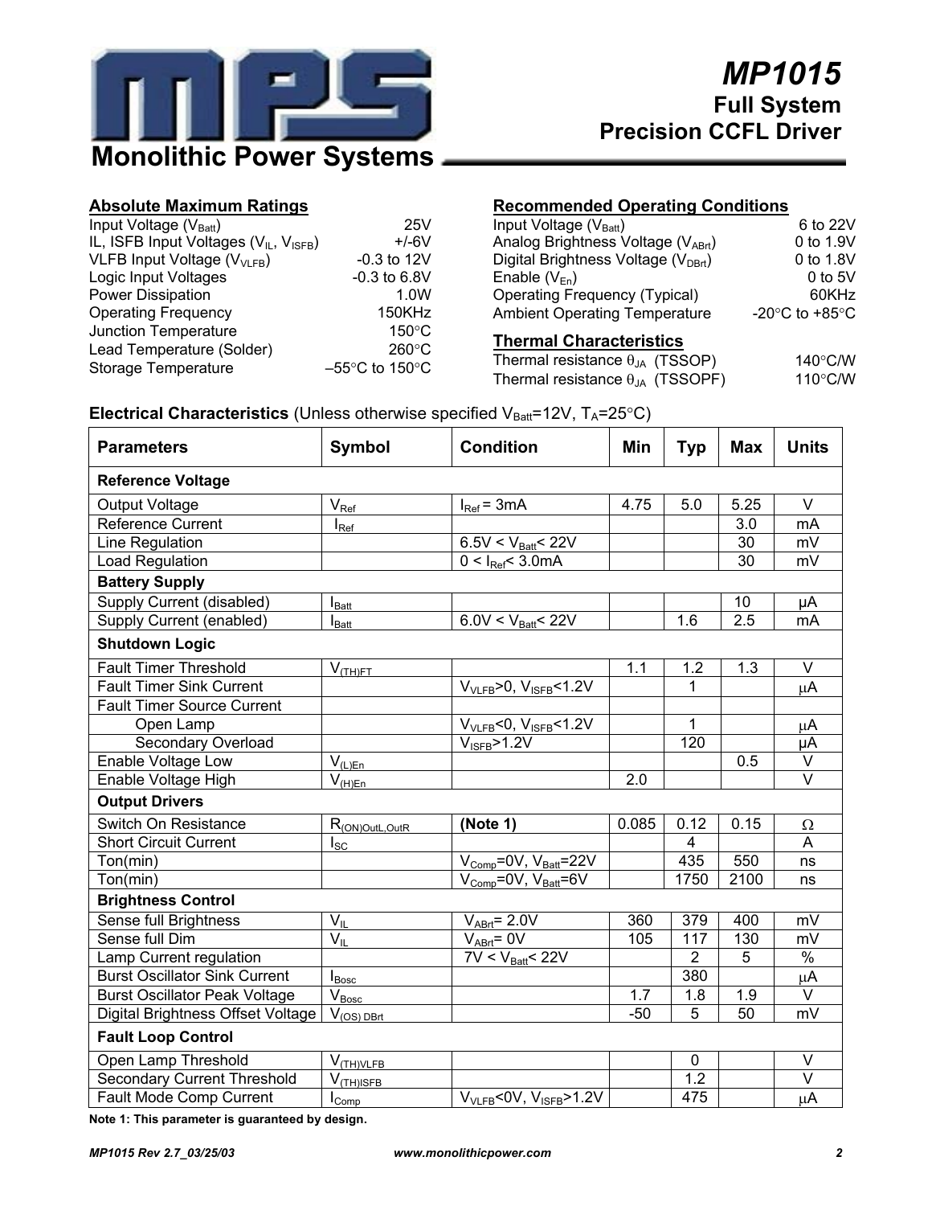# MP1015
## Full System Precision CCFL Driver

### Absolute Maximum Ratings

| | |
|---|---|
| Input Voltage ($V_{Batt}$) | 25V |
| IL, ISFB Input Voltages ($V_{IL}$, $V_{ISFB}$) | +/-6V |
| VLFB Input Voltage ($V_{VLFB}$) | -0.3 to 12V |
| Logic Input Voltages | -0.3 to 6.8V |
| Power Dissipation | 1.0W |
| Operating Frequency | 150KHz |
| Junction Temperature | 150°C |
| Lead Temperature (Solder) | 260°C |
| Storage Temperature | –55°C to 150°C |

### Recommended Operating Conditions

| | |
|---|---|
| Input Voltage ($V_{Batt}$) | 6 to 22V |
| Analog Brightness Voltage ($V_{ABrt}$) | 0 to 1.9V |
| Digital Brightness Voltage ($V_{DBrt}$) | 0 to 1.8V |
| Enable ($V_{En}$) | 0 to 5V |
| Operating Frequency (Typical) | 60KHz |
| Ambient Operating Temperature | -20°C to +85°C |

### Thermal Characteristics

| | |
|---|---|
| Thermal resistance $\theta_{JA}$ (TSSOP) | 140°C/W |
| Thermal resistance $\theta_{JA}$ (TSSOPF) | 110°C/W |

**Electrical Characteristics** (Unless otherwise specified $V_{Batt}$=12V, $T_A$=25°C)

| Parameters | Symbol | Condition | Min | Typ | Max | Units |
|---|---|---|---|---|---|---|
| **Reference Voltage** | | | | | | |
| Output Voltage | $V_{Ref}$ | $I_{Ref}$ = 3mA | 4.75 | 5.0 | 5.25 | V |
| Reference Current | $I_{Ref}$ | | | | 3.0 | mA |
| Line Regulation | | 6.5V < $V_{Batt}$< 22V | | | 30 | mV |
| Load Regulation | | 0 < $I_{Ref}$< 3.0mA | | | 30 | mV |
| **Battery Supply** | | | | | | |
| Supply Current (disabled) | $I_{Batt}$ | | | | 10 | µA |
| Supply Current (enabled) | $I_{Batt}$ | 6.0V < $V_{Batt}$< 22V | | 1.6 | 2.5 | mA |
| **Shutdown Logic** | | | | | | |
| Fault Timer Threshold | $V_{(TH)FT}$ | | 1.1 | 1.2 | 1.3 | V |
| Fault Timer Sink Current | | $V_{VLFB}$>0, $V_{ISFB}$<1.2V | | 1 | | µA |
| Fault Timer Source Current | | | | | | |
| Open Lamp | | $V_{VLFB}$<0, $V_{ISFB}$<1.2V | | 1 | | µA |
| Secondary Overload | | $V_{ISFB}$>1.2V | | 120 | | µA |
| Enable Voltage Low | $V_{(L)En}$ | | | | 0.5 | V |
| Enable Voltage High | $V_{(H)En}$ | | 2.0 | | | V |
| **Output Drivers** | | | | | | |
| Switch On Resistance | $R_{(ON)OutL,OutR}$ | **(Note 1)** | 0.085 | 0.12 | 0.15 | Ω |
| Short Circuit Current | $I_{SC}$ | | | 4 | | A |
| Ton(min) | | $V_{Comp}$=0V, $V_{Batt}$=22V | | 435 | 550 | ns |
| Ton(min) | | $V_{Comp}$=0V, $V_{Batt}$=6V | | 1750 | 2100 | ns |
| **Brightness Control** | | | | | | |
| Sense full Brightness | $V_{IL}$ | $V_{ABrt}$= 2.0V | 360 | 379 | 400 | mV |
| Sense full Dim | $V_{IL}$ | $V_{ABrt}$= 0V | 105 | 117 | 130 | mV |
| Lamp Current regulation | | 7V < $V_{Batt}$< 22V | | 2 | 5 | % |
| Burst Oscillator Sink Current | $I_{Bosc}$ | | | 380 | | µA |
| Burst Oscillator Peak Voltage | $V_{Bosc}$ | | 1.7 | 1.8 | 1.9 | V |
| Digital Brightness Offset Voltage | $V_{(OS)\ DBrt}$ | | -50 | 5 | 50 | mV |
| **Fault Loop Control** | | | | | | |
| Open Lamp Threshold | $V_{(TH)VLFB}$ | | | 0 | | V |
| Secondary Current Threshold | $V_{(TH)ISFB}$ | | | 1.2 | | V |
| Fault Mode Comp Current | $I_{Comp}$ | $V_{VLFB}$<0V, $V_{ISFB}$>1.2V | | 475 | | µA |

**Note 1: This parameter is guaranteed by design.**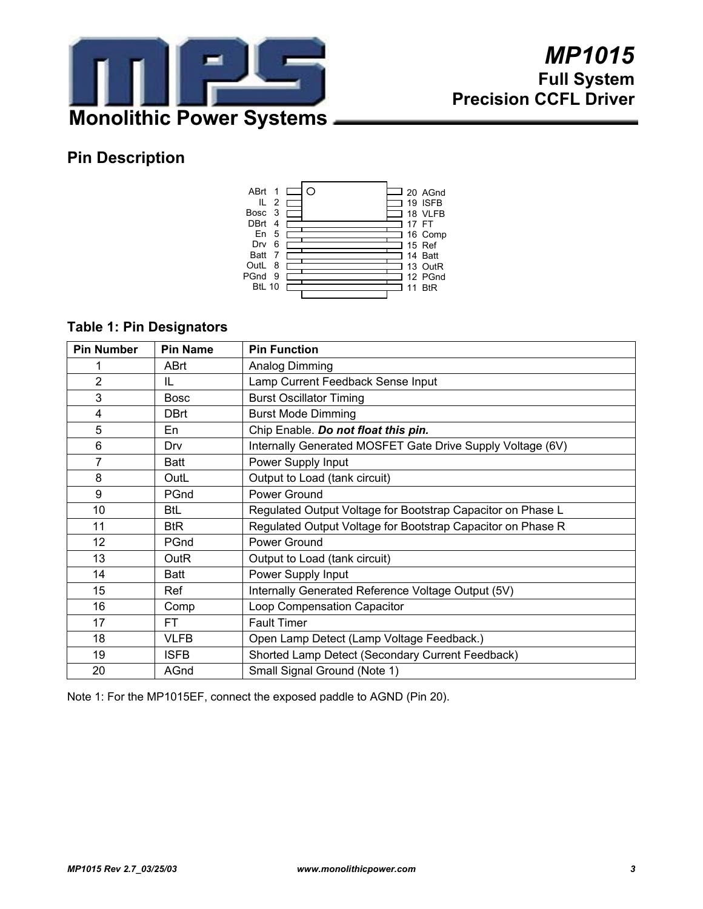## Pin Description

ABrt 1
IL 2
Bosc 3
DBrt 4
En 5
Drv 6
Batt 7
OutL 8
PGnd 9
BtL 10
20 AGnd
19 ISFB
18 VLFB
17 FT
16 Comp
15 Ref
14 Batt
13 OutR
12 PGnd
11 BtR

### Table 1: Pin Designators

| Pin Number | Pin Name | Pin Function |
|---|---|---|
| 1 | ABrt | Analog Dimming |
| 2 | IL | Lamp Current Feedback Sense Input |
| 3 | Bosc | Burst Oscillator Timing |
| 4 | DBrt | Burst Mode Dimming |
| 5 | En | Chip Enable. ***Do not float this pin.*** |
| 6 | Drv | Internally Generated MOSFET Gate Drive Supply Voltage (6V) |
| 7 | Batt | Power Supply Input |
| 8 | OutL | Output to Load (tank circuit) |
| 9 | PGnd | Power Ground |
| 10 | BtL | Regulated Output Voltage for Bootstrap Capacitor on Phase L |
| 11 | BtR | Regulated Output Voltage for Bootstrap Capacitor on Phase R |
| 12 | PGnd | Power Ground |
| 13 | OutR | Output to Load (tank circuit) |
| 14 | Batt | Power Supply Input |
| 15 | Ref | Internally Generated Reference Voltage Output (5V) |
| 16 | Comp | Loop Compensation Capacitor |
| 17 | FT | Fault Timer |
| 18 | VLFB | Open Lamp Detect (Lamp Voltage Feedback.) |
| 19 | ISFB | Shorted Lamp Detect (Secondary Current Feedback) |
| 20 | AGnd | Small Signal Ground (Note 1) |

Note 1: For the MP1015EF, connect the exposed paddle to AGND (Pin 20).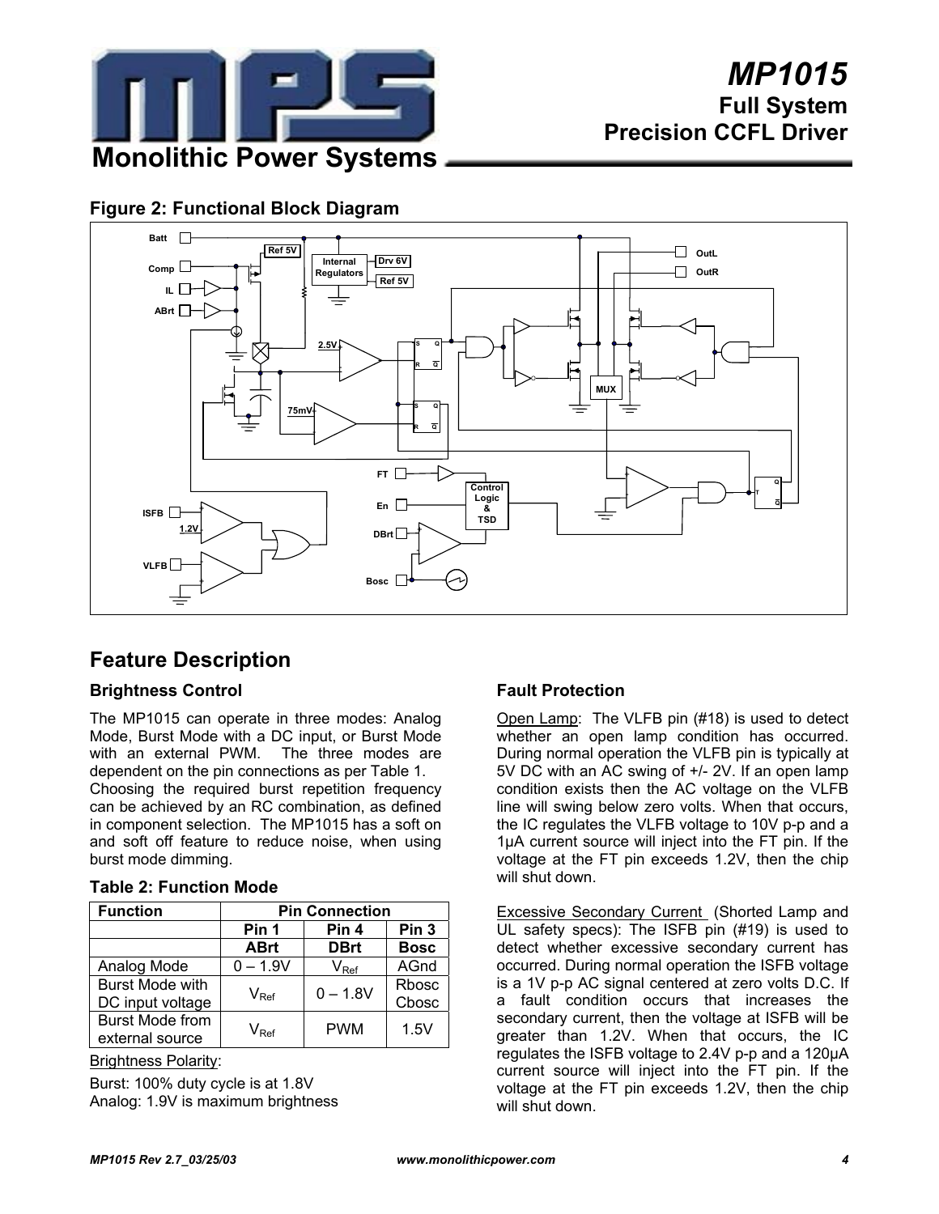# MP1015
## Full System Precision CCFL Driver

### Figure 2: Functional Block Diagram

Batt
Comp
IL
ABrt
Ref 5V
Internal Regulators
Drv 6V
Ref 5V
OutL
OutR
2.5V
75mV
MUX
FT
En
DBrt
Bosc
Control Logic & TSD
ISFB
1.2V
VLFB

## Feature Description

### Brightness Control

The MP1015 can operate in three modes: Analog Mode, Burst Mode with a DC input, or Burst Mode with an external PWM. The three modes are dependent on the pin connections as per Table 1.
Choosing the required burst repetition frequency can be achieved by an RC combination, as defined in component selection. The MP1015 has a soft on and soft off feature to reduce noise, when using burst mode dimming.

### Table 2: Function Mode

| Function | Pin Connection | | |
|---|---|---|---|
| | Pin 1 | Pin 4 | Pin 3 |
| | ABrt | DBrt | Bosc |
| Analog Mode | 0 – 1.9V | $V_{Ref}$ | AGnd |
| Burst Mode with DC input voltage | $V_{Ref}$ | 0 – 1.8V | Rbosc Cbosc |
| Burst Mode from external source | $V_{Ref}$ | PWM | 1.5V |

Brightness Polarity:

Burst: 100% duty cycle is at 1.8V
Analog: 1.9V is maximum brightness

### Fault Protection

Open Lamp: The VLFB pin (#18) is used to detect whether an open lamp condition has occurred. During normal operation the VLFB pin is typically at 5V DC with an AC swing of +/- 2V. If an open lamp condition exists then the AC voltage on the VLFB line will swing below zero volts. When that occurs, the IC regulates the VLFB voltage to 10V p-p and a 1µA current source will inject into the FT pin. If the voltage at the FT pin exceeds 1.2V, then the chip will shut down.

Excessive Secondary Current (Shorted Lamp and UL safety specs): The ISFB pin (#19) is used to detect whether excessive secondary current has occurred. During normal operation the ISFB voltage is a 1V p-p AC signal centered at zero volts D.C. If a fault condition occurs that increases the secondary current, then the voltage at ISFB will be greater than 1.2V. When that occurs, the IC regulates the ISFB voltage to 2.4V p-p and a 120µA current source will inject into the FT pin. If the voltage at the FT pin exceeds 1.2V, then the chip will shut down.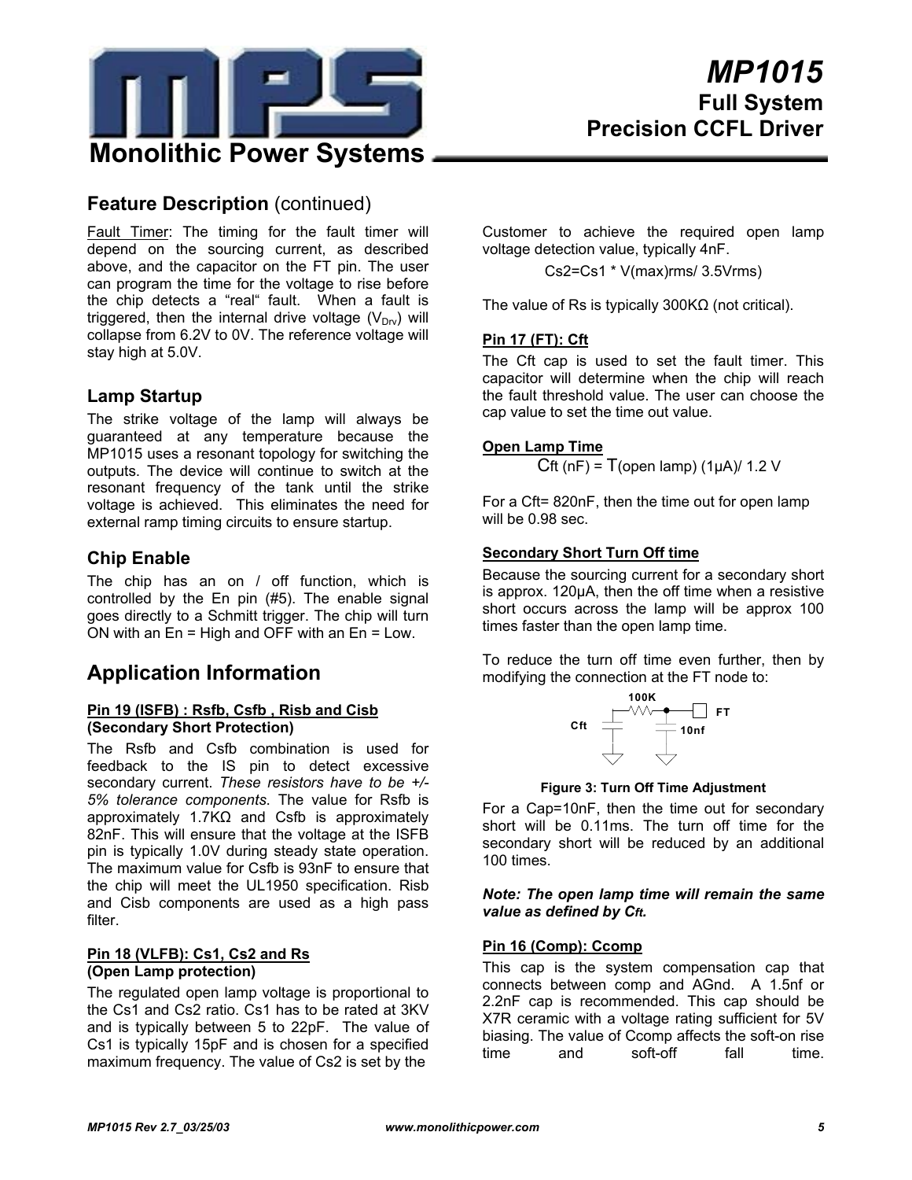## Feature Description (continued)

Fault Timer: The timing for the fault timer will depend on the sourcing current, as described above, and the capacitor on the FT pin. The user can program the time for the voltage to rise before the chip detects a "real" fault. When a fault is triggered, then the internal drive voltage ($V_{Drv}$) will collapse from 6.2V to 0V. The reference voltage will stay high at 5.0V.

### Lamp Startup

The strike voltage of the lamp will always be guaranteed at any temperature because the MP1015 uses a resonant topology for switching the outputs. The device will continue to switch at the resonant frequency of the tank until the strike voltage is achieved. This eliminates the need for external ramp timing circuits to ensure startup.

### Chip Enable

The chip has an on / off function, which is controlled by the En pin (#5). The enable signal goes directly to a Schmitt trigger. The chip will turn ON with an En = High and OFF with an En = Low.

## Application Information

**Pin 19 (ISFB) : Rsfb, Csfb , Risb and Cisb (Secondary Short Protection)**

The Rsfb and Csfb combination is used for feedback to the IS pin to detect excessive secondary current. *These resistors have to be +/- 5% tolerance components*. The value for Rsfb is approximately 1.7KΩ and Csfb is approximately 82nF. This will ensure that the voltage at the ISFB pin is typically 1.0V during steady state operation. The maximum value for Csfb is 93nF to ensure that the chip will meet the UL1950 specification. Risb and Cisb components are used as a high pass filter.

**Pin 18 (VLFB): Cs1, Cs2 and Rs (Open Lamp protection)**

The regulated open lamp voltage is proportional to the Cs1 and Cs2 ratio. Cs1 has to be rated at 3KV and is typically between 5 to 22pF. The value of Cs1 is typically 15pF and is chosen for a specified maximum frequency. The value of Cs2 is set by the Customer to achieve the required open lamp voltage detection value, typically 4nF.

$$Cs2 = Cs1 * V(max)rms / 3.5Vrms$$

The value of Rs is typically 300KΩ (not critical).

**Pin 17 (FT): Cft**

The Cft cap is used to set the fault timer. This capacitor will determine when the chip will reach the fault threshold value. The user can choose the cap value to set the time out value.

**Open Lamp Time**

$$Cft\ (nF) = T(open\ lamp)\ (1\mu A) / 1.2\ V$$

For a Cft= 820nF, then the time out for open lamp will be 0.98 sec.

**Secondary Short Turn Off time**

Because the sourcing current for a secondary short is approx. 120µA, then the off time when a resistive short occurs across the lamp will be approx 100 times faster than the open lamp time.

To reduce the turn off time even further, then by modifying the connection at the FT node to:

100K
Cft
FT
10nf

**Figure 3: Turn Off Time Adjustment**

For a Cap=10nF, then the time out for secondary short will be 0.11ms. The turn off time for the secondary short will be reduced by an additional 100 times.

***Note: The open lamp time will remain the same value as defined by Cft.***

**Pin 16 (Comp): Ccomp**

This cap is the system compensation cap that connects between comp and AGnd. A 1.5nf or 2.2nF cap is recommended. This cap should be X7R ceramic with a voltage rating sufficient for 5V biasing. The value of Ccomp affects the soft-on rise time and soft-off fall time.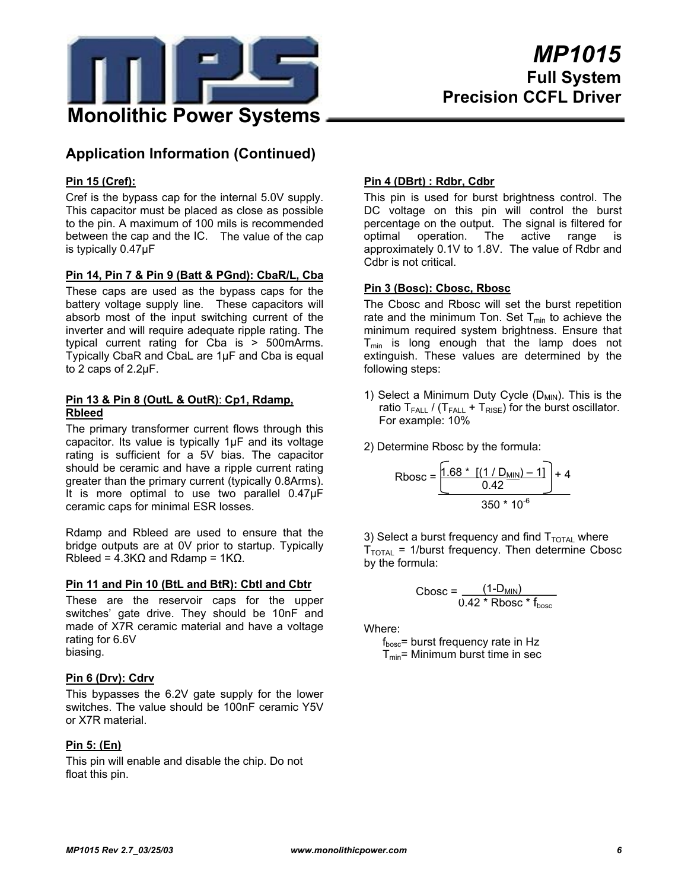## Application Information (Continued)

**Pin 15 (Cref):**

Cref is the bypass cap for the internal 5.0V supply. This capacitor must be placed as close as possible to the pin. A maximum of 100 mils is recommended between the cap and the IC. The value of the cap is typically 0.47µF

**Pin 14, Pin 7 & Pin 9 (Batt & PGnd): CbaR/L, Cba**

These caps are used as the bypass caps for the battery voltage supply line. These capacitors will absorb most of the input switching current of the inverter and will require adequate ripple rating. The typical current rating for Cba is > 500mArms. Typically CbaR and CbaL are 1µF and Cba is equal to 2 caps of 2.2µF.

**Pin 13 & Pin 8 (OutL & OutR): Cp1, Rdamp, Rbleed**

The primary transformer current flows through this capacitor. Its value is typically 1µF and its voltage rating is sufficient for a 5V bias. The capacitor should be ceramic and have a ripple current rating greater than the primary current (typically 0.8Arms). It is more optimal to use two parallel 0.47µF ceramic caps for minimal ESR losses.

Rdamp and Rbleed are used to ensure that the bridge outputs are at 0V prior to startup. Typically Rbleed = 4.3KΩ and Rdamp = 1KΩ.

**Pin 11 and Pin 10 (BtL and BtR): Cbtl and Cbtr**

These are the reservoir caps for the upper switches' gate drive. They should be 10nF and made of X7R ceramic material and have a voltage rating for 6.6V biasing.

**Pin 6 (Drv): Cdrv**

This bypasses the 6.2V gate supply for the lower switches. The value should be 100nF ceramic Y5V or X7R material.

**Pin 5: (En)**

This pin will enable and disable the chip. Do not float this pin.

**Pin 4 (DBrt) : Rdbr, Cdbr**

This pin is used for burst brightness control. The DC voltage on this pin will control the burst percentage on the output. The signal is filtered for optimal operation. The active range is approximately 0.1V to 1.8V. The value of Rdbr and Cdbr is not critical.

**Pin 3 (Bosc): Cbosc, Rbosc**

The Cbosc and Rbosc will set the burst repetition rate and the minimum Ton. Set $T_{min}$ to achieve the minimum required system brightness. Ensure that $T_{min}$ is long enough that the lamp does not extinguish. These values are determined by the following steps:

1) Select a Minimum Duty Cycle ($D_{MIN}$). This is the ratio $T_{FALL} / (T_{FALL} + T_{RISE})$ for the burst oscillator. For example: 10%

2) Determine Rbosc by the formula:

$$Rbosc = \frac{\left(\frac{1.68 * [(1/D_{MIN}) - 1]}{0.42}\right) + 4}{350 * 10^{-6}}$$

3) Select a burst frequency and find $T_{TOTAL}$ where $T_{TOTAL}$ = 1/burst frequency. Then determine Cbosc by the formula:

$$Cbosc = \frac{(1 - D_{MIN})}{0.42 * Rbosc * f_{bosc}}$$

Where:

$f_{bosc}$= burst frequency rate in Hz
$T_{min}$= Minimum burst time in sec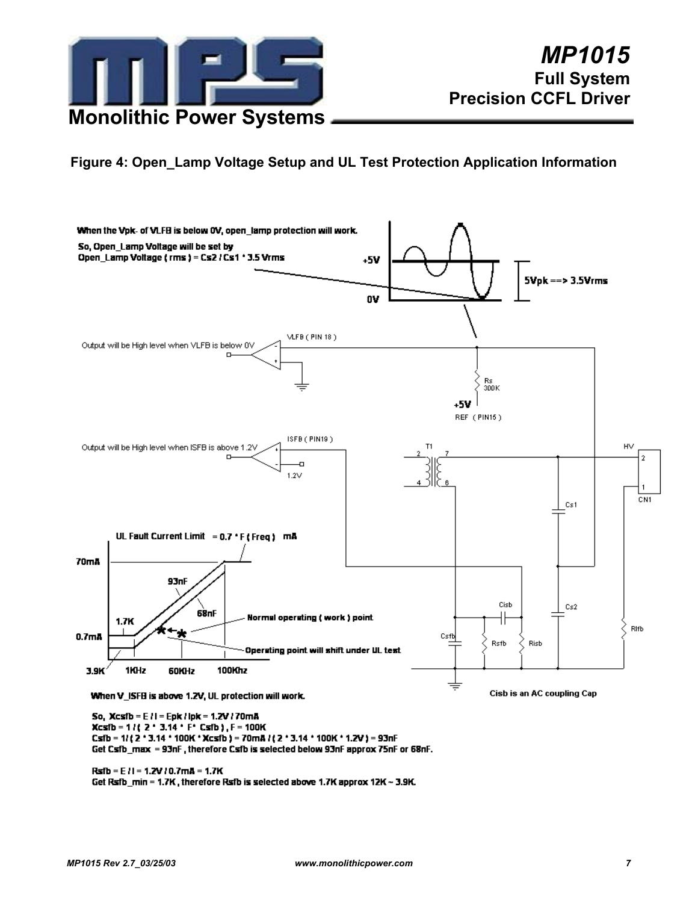## Figure 4: Open_Lamp Voltage Setup and UL Test Protection Application Information

When the Vpk- of VLFB is below 0V, open_lamp protection will work.

So, Open_Lamp Voltage will be set by

Open_Lamp Voltage ( rms ) = Cs2 / Cs1 * 3.5 Vrms

+5V

0V

5Vpk ==> 3.5Vrms

Output will be High level when VLFB is below 0V

VLFB ( PIN 18 )

Rs 300K

+5V

REF ( PIN15 )

Output will be High level when ISFB is above 1.2V

ISFB ( PIN19 )

1.2V

T1

HV

CN1

Cs1

Cs2

Cisb

Csfb

Rsfb

Risb

Rlfb

UL Fault Current Limit = 0.7 * F ( Freq ) mA

70mA

93nF

68nF

1.7K

0.7mA

3.9K

1KHz

60KHz

100Khz

Normal operating ( work ) point

Operating point will shift under UL test

When V_ISFB is above 1.2V, UL protection will work.

Cisb is an AC coupling Cap

So, Xcsfb = E / I = Epk / Ipk = 1.2V / 70mA

Xcsfb = 1 / ( 2 * 3.14 * F* Csfb ) , F = 100K

Csfb = 1/ ( 2 * 3.14 * 100K * Xcsfb ) = 70mA / ( 2 * 3.14 * 100K * 1.2V ) = 93nF

Get Csfb_max = 93nF , therefore Csfb is selected below 93nF approx 75nF or 68nF.

Rsfb = E / I = 1.2V / 0.7mA = 1.7K

Get Rsfb_min = 1.7K , therefore Rsfb is selected above 1.7K approx 12K ~ 3.9K.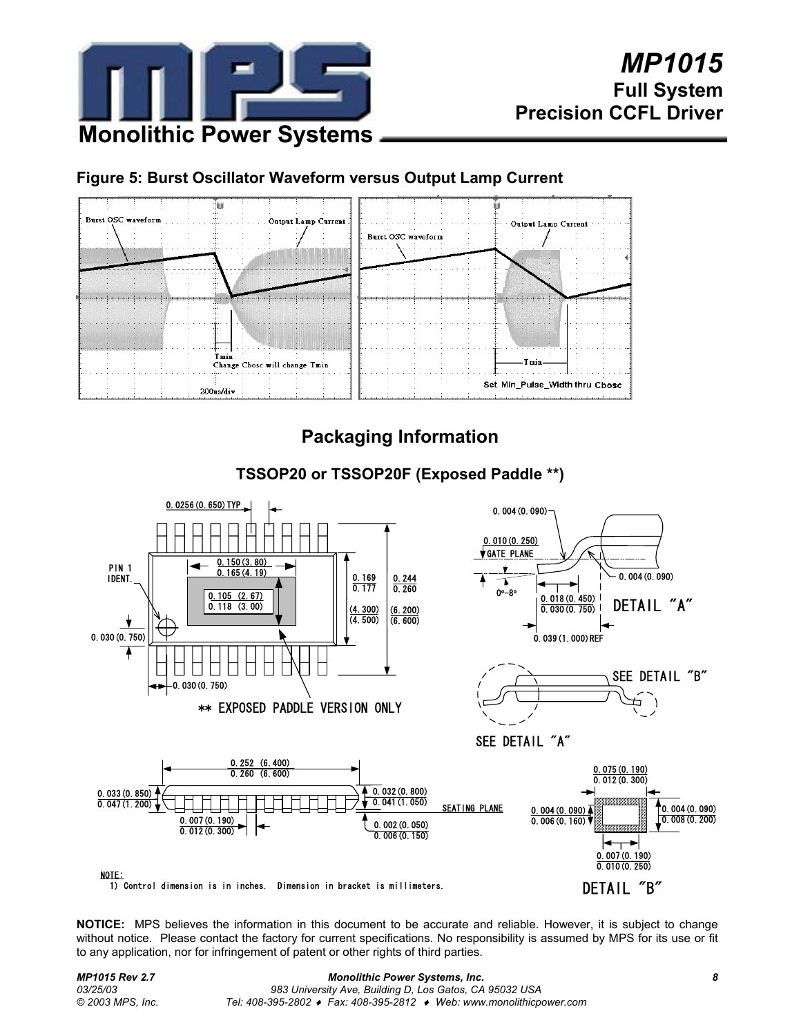**Figure 5: Burst Oscillator Waveform versus Output Lamp Current**

Burst OSC waveform
Output Lamp Current
Tmin
Change Cbosc will change Tmin
200us/div

Output Lamp Current
Burst OSC waveform
Tmin
Set Min_Pulse_Width thru Cbosc

## Packaging Information

### TSSOP20 or TSSOP20F (Exposed Paddle **)

0.0256(0.650)TYP
PIN 1 IDENT.
0.150(3.80)
0.165(4.19)
0.105 (2.67)
0.118 (3.00)
0.169
0.177
(4.300)
(4.500)
0.244
0.260
(6.200)
(6.600)
0.030(0.750)
0.030(0.750)
** EXPOSED PADDLE VERSION ONLY

0.004(0.090)
0.010(0.250)
GATE PLANE
0.004(0.090)
0°~8°
0.018(0.450)
0.030(0.750)
DETAIL "A"
0.039(1.000)REF

SEE DETAIL "B"
SEE DETAIL "A"

0.252 (6.400)
0.260 (6.600)
0.033(0.850)
0.047(1.200)
0.032(0.800)
0.041(1.050)
SEATING PLANE
0.007(0.190)
0.012(0.300)
0.002(0.050)
0.006(0.150)

0.075(0.190)
0.012(0.300)
0.004(0.090)
0.006(0.160)
0.004(0.090)
0.008(0.200)
0.007(0.190)
0.010(0.250)
DETAIL "B"

NOTE:
1) Control dimension is in inches. Dimension in bracket is millimeters.

**NOTICE:** MPS believes the information in this document to be accurate and reliable. However, it is subject to change without notice. Please contact the factory for current specifications. No responsibility is assumed by MPS for its use or fit to any application, nor for infringement of patent or other rights of third parties.